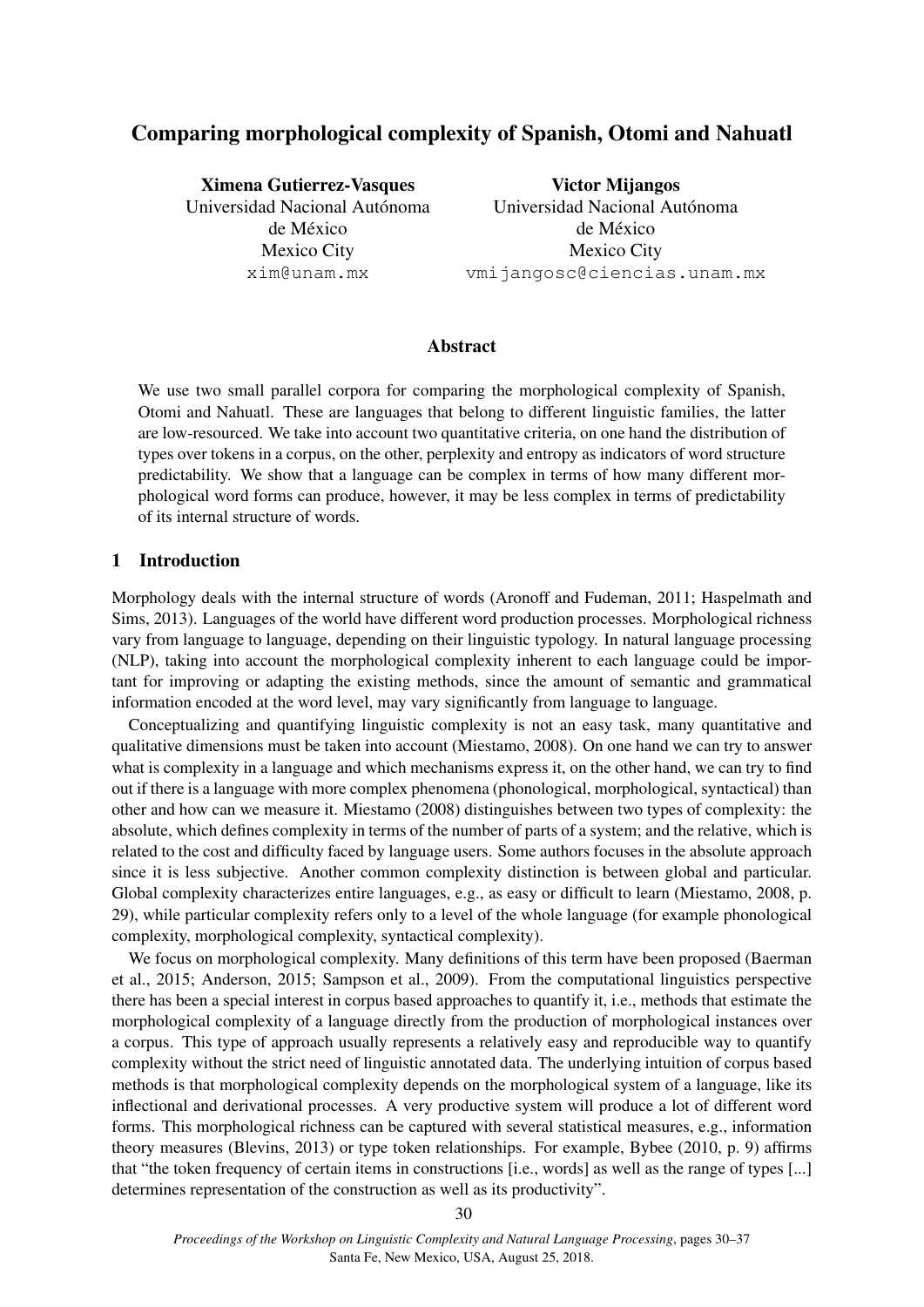# Comparing morphological complexity of Spanish, Otomi and Nahuatl

**Ximena Gutierrez-Vasques**
Universidad Nacional Autónoma de México
Mexico City
xim@unam.mx

**Victor Mijangos**
Universidad Nacional Autónoma de México
Mexico City
vmijangosc@ciencias.unam.mx

## Abstract

We use two small parallel corpora for comparing the morphological complexity of Spanish, Otomi and Nahuatl. These are languages that belong to different linguistic families, the latter are low-resourced. We take into account two quantitative criteria, on one hand the distribution of types over tokens in a corpus, on the other, perplexity and entropy as indicators of word structure predictability. We show that a language can be complex in terms of how many different morphological word forms can produce, however, it may be less complex in terms of predictability of its internal structure of words.

## 1 Introduction

Morphology deals with the internal structure of words (Aronoff and Fudeman, 2011; Haspelmath and Sims, 2013). Languages of the world have different word production processes. Morphological richness vary from language to language, depending on their linguistic typology. In natural language processing (NLP), taking into account the morphological complexity inherent to each language could be important for improving or adapting the existing methods, since the amount of semantic and grammatical information encoded at the word level, may vary significantly from language to language.

Conceptualizing and quantifying linguistic complexity is not an easy task, many quantitative and qualitative dimensions must be taken into account (Miestamo, 2008). On one hand we can try to answer what is complexity in a language and which mechanisms express it, on the other hand, we can try to find out if there is a language with more complex phenomena (phonological, morphological, syntactical) than other and how can we measure it. Miestamo (2008) distinguishes between two types of complexity: the absolute, which defines complexity in terms of the number of parts of a system; and the relative, which is related to the cost and difficulty faced by language users. Some authors focuses in the absolute approach since it is less subjective. Another common complexity distinction is between global and particular. Global complexity characterizes entire languages, e.g., as easy or difficult to learn (Miestamo, 2008, p. 29), while particular complexity refers only to a level of the whole language (for example phonological complexity, morphological complexity, syntactical complexity).

We focus on morphological complexity. Many definitions of this term have been proposed (Baerman et al., 2015; Anderson, 2015; Sampson et al., 2009). From the computational linguistics perspective there has been a special interest in corpus based approaches to quantify it, i.e., methods that estimate the morphological complexity of a language directly from the production of morphological instances over a corpus. This type of approach usually represents a relatively easy and reproducible way to quantify complexity without the strict need of linguistic annotated data. The underlying intuition of corpus based methods is that morphological complexity depends on the morphological system of a language, like its inflectional and derivational processes. A very productive system will produce a lot of different word forms. This morphological richness can be captured with several statistical measures, e.g., information theory measures (Blevins, 2013) or type token relationships. For example, Bybee (2010, p. 9) affirms that "the token frequency of certain items in constructions [i.e., words] as well as the range of types [...] determines representation of the construction as well as its productivity".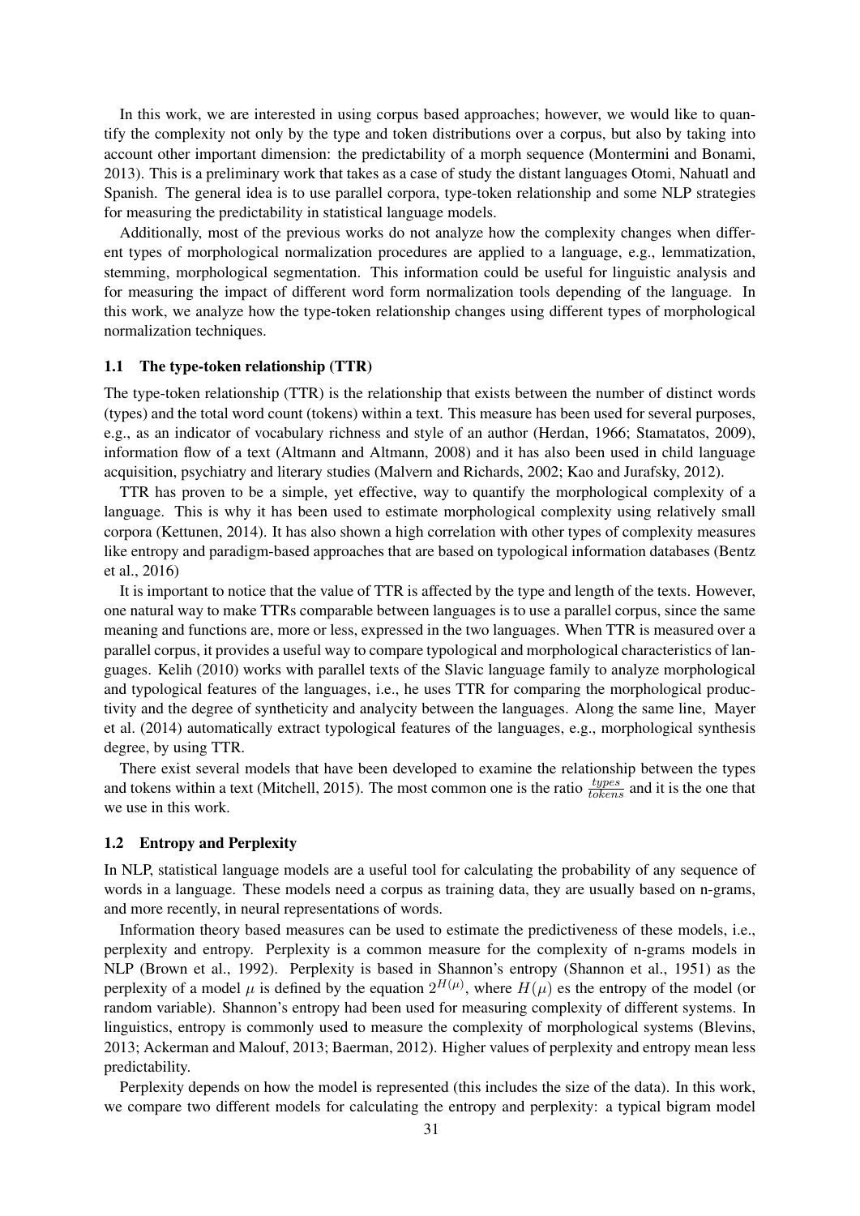In this work, we are interested in using corpus based approaches; however, we would like to quantify the complexity not only by the type and token distributions over a corpus, but also by taking into account other important dimension: the predictability of a morph sequence (Montermini and Bonami, 2013). This is a preliminary work that takes as a case of study the distant languages Otomi, Nahuatl and Spanish. The general idea is to use parallel corpora, type-token relationship and some NLP strategies for measuring the predictability in statistical language models.

Additionally, most of the previous works do not analyze how the complexity changes when different types of morphological normalization procedures are applied to a language, e.g., lemmatization, stemming, morphological segmentation. This information could be useful for linguistic analysis and for measuring the impact of different word form normalization tools depending of the language. In this work, we analyze how the type-token relationship changes using different types of morphological normalization techniques.

### 1.1 The type-token relationship (TTR)

The type-token relationship (TTR) is the relationship that exists between the number of distinct words (types) and the total word count (tokens) within a text. This measure has been used for several purposes, e.g., as an indicator of vocabulary richness and style of an author (Herdan, 1966; Stamatatos, 2009), information flow of a text (Altmann and Altmann, 2008) and it has also been used in child language acquisition, psychiatry and literary studies (Malvern and Richards, 2002; Kao and Jurafsky, 2012).

TTR has proven to be a simple, yet effective, way to quantify the morphological complexity of a language. This is why it has been used to estimate morphological complexity using relatively small corpora (Kettunen, 2014). It has also shown a high correlation with other types of complexity measures like entropy and paradigm-based approaches that are based on typological information databases (Bentz et al., 2016)

It is important to notice that the value of TTR is affected by the type and length of the texts. However, one natural way to make TTRs comparable between languages is to use a parallel corpus, since the same meaning and functions are, more or less, expressed in the two languages. When TTR is measured over a parallel corpus, it provides a useful way to compare typological and morphological characteristics of languages. Kelih (2010) works with parallel texts of the Slavic language family to analyze morphological and typological features of the languages, i.e., he uses TTR for comparing the morphological productivity and the degree of syntheticity and analycity between the languages. Along the same line, Mayer et al. (2014) automatically extract typological features of the languages, e.g., morphological synthesis degree, by using TTR.

There exist several models that have been developed to examine the relationship between the types and tokens within a text (Mitchell, 2015). The most common one is the ratio $\frac{types}{tokens}$ and it is the one that we use in this work.

### 1.2 Entropy and Perplexity

In NLP, statistical language models are a useful tool for calculating the probability of any sequence of words in a language. These models need a corpus as training data, they are usually based on n-grams, and more recently, in neural representations of words.

Information theory based measures can be used to estimate the predictiveness of these models, i.e., perplexity and entropy. Perplexity is a common measure for the complexity of n-grams models in NLP (Brown et al., 1992). Perplexity is based in Shannon's entropy (Shannon et al., 1951) as the perplexity of a model $\mu$ is defined by the equation $2^{H(\mu)}$, where $H(\mu)$ es the entropy of the model (or random variable). Shannon's entropy had been used for measuring complexity of different systems. In linguistics, entropy is commonly used to measure the complexity of morphological systems (Blevins, 2013; Ackerman and Malouf, 2013; Baerman, 2012). Higher values of perplexity and entropy mean less predictability.

Perplexity depends on how the model is represented (this includes the size of the data). In this work, we compare two different models for calculating the entropy and perplexity: a typical bigram model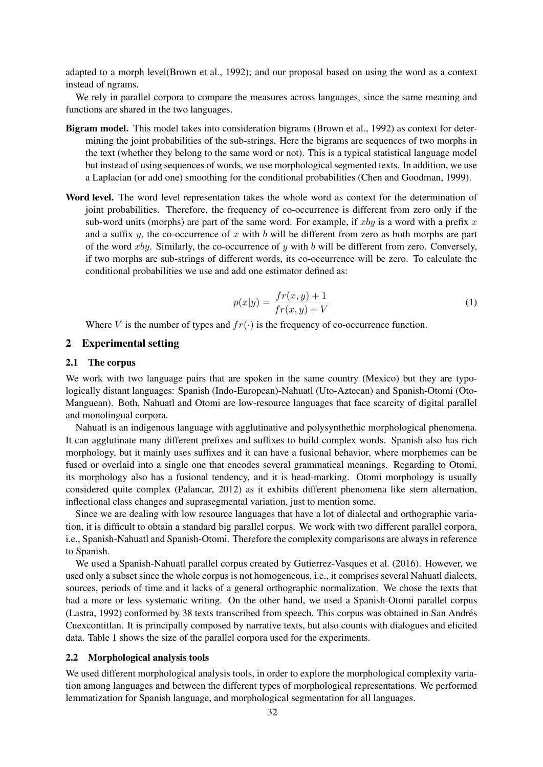adapted to a morph level(Brown et al., 1992); and our proposal based on using the word as a context instead of ngrams.

We rely in parallel corpora to compare the measures across languages, since the same meaning and functions are shared in the two languages.

**Bigram model.** This model takes into consideration bigrams (Brown et al., 1992) as context for determining the joint probabilities of the sub-strings. Here the bigrams are sequences of two morphs in the text (whether they belong to the same word or not). This is a typical statistical language model but instead of using sequences of words, we use morphological segmented texts. In addition, we use a Laplacian (or add one) smoothing for the conditional probabilities (Chen and Goodman, 1999).

**Word level.** The word level representation takes the whole word as context for the determination of joint probabilities. Therefore, the frequency of co-occurrence is different from zero only if the sub-word units (morphs) are part of the same word. For example, if $xby$ is a word with a prefix $x$ and a suffix $y$, the co-occurrence of $x$ with $b$ will be different from zero as both morphs are part of the word $xby$. Similarly, the co-occurrence of $y$ with $b$ will be different from zero. Conversely, if two morphs are sub-strings of different words, its co-occurrence will be zero. To calculate the conditional probabilities we use and add one estimator defined as:

$$p(x|y) = \frac{fr(x,y) + 1}{fr(x,y) + V} \tag{1}$$

Where $V$ is the number of types and $fr(\cdot)$ is the frequency of co-occurrence function.

## 2 Experimental setting

### 2.1 The corpus

We work with two language pairs that are spoken in the same country (Mexico) but they are typologically distant languages: Spanish (Indo-European)-Nahuatl (Uto-Aztecan) and Spanish-Otomi (Oto-Manguean). Both, Nahuatl and Otomi are low-resource languages that face scarcity of digital parallel and monolingual corpora.

Nahuatl is an indigenous language with agglutinative and polysynthethic morphological phenomena. It can agglutinate many different prefixes and suffixes to build complex words. Spanish also has rich morphology, but it mainly uses suffixes and it can have a fusional behavior, where morphemes can be fused or overlaid into a single one that encodes several grammatical meanings. Regarding to Otomi, its morphology also has a fusional tendency, and it is head-marking. Otomi morphology is usually considered quite complex (Palancar, 2012) as it exhibits different phenomena like stem alternation, inflectional class changes and suprasegmental variation, just to mention some.

Since we are dealing with low resource languages that have a lot of dialectal and orthographic variation, it is difficult to obtain a standard big parallel corpus. We work with two different parallel corpora, i.e., Spanish-Nahuatl and Spanish-Otomi. Therefore the complexity comparisons are always in reference to Spanish.

We used a Spanish-Nahuatl parallel corpus created by Gutierrez-Vasques et al. (2016). However, we used only a subset since the whole corpus is not homogeneous, i.e., it comprises several Nahuatl dialects, sources, periods of time and it lacks of a general orthographic normalization. We chose the texts that had a more or less systematic writing. On the other hand, we used a Spanish-Otomi parallel corpus (Lastra, 1992) conformed by 38 texts transcribed from speech. This corpus was obtained in San Andrés Cuexcontitlan. It is principally composed by narrative texts, but also counts with dialogues and elicited data. Table 1 shows the size of the parallel corpora used for the experiments.

### 2.2 Morphological analysis tools

We used different morphological analysis tools, in order to explore the morphological complexity variation among languages and between the different types of morphological representations. We performed lemmatization for Spanish language, and morphological segmentation for all languages.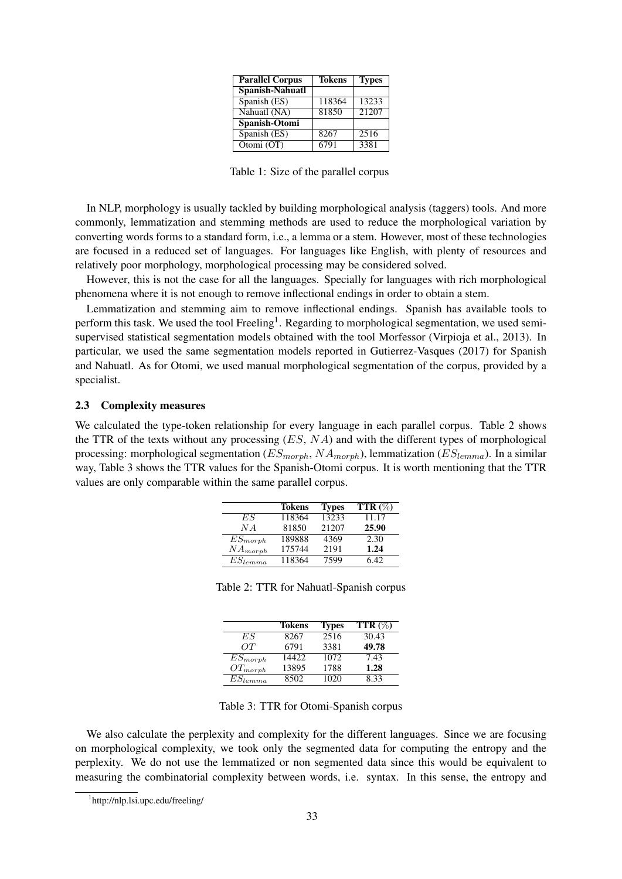| Parallel Corpus | Tokens | Types |
|---|---|---|
| **Spanish-Nahuatl** | | |
| Spanish (ES) | 118364 | 13233 |
| Nahuatl (NA) | 81850 | 21207 |
| **Spanish-Otomi** | | |
| Spanish (ES) | 8267 | 2516 |
| Otomi (OT) | 6791 | 3381 |

Table 1: Size of the parallel corpus

In NLP, morphology is usually tackled by building morphological analysis (taggers) tools. And more commonly, lemmatization and stemming methods are used to reduce the morphological variation by converting words forms to a standard form, i.e., a lemma or a stem. However, most of these technologies are focused in a reduced set of languages. For languages like English, with plenty of resources and relatively poor morphology, morphological processing may be considered solved.

However, this is not the case for all the languages. Specially for languages with rich morphological phenomena where it is not enough to remove inflectional endings in order to obtain a stem.

Lemmatization and stemming aim to remove inflectional endings. Spanish has available tools to perform this task. We used the tool Freeling[1]. Regarding to morphological segmentation, we used semi-supervised statistical segmentation models obtained with the tool Morfessor (Virpioja et al., 2013). In particular, we used the same segmentation models reported in Gutierrez-Vasques (2017) for Spanish and Nahuatl. As for Otomi, we used manual morphological segmentation of the corpus, provided by a specialist.

### 2.3 Complexity measures

We calculated the type-token relationship for every language in each parallel corpus. Table 2 shows the TTR of the texts without any processing ($ES$, $NA$) and with the different types of morphological processing: morphological segmentation ($ES_{morph}$, $NA_{morph}$), lemmatization ($ES_{lemma}$). In a similar way, Table 3 shows the TTR values for the Spanish-Otomi corpus. It is worth mentioning that the TTR values are only comparable within the same parallel corpus.

| | Tokens | Types | TTR (%) |
|---|---|---|---|
| $ES$ | 118364 | 13233 | 11.17 |
| $NA$ | 81850 | 21207 | **25.90** |
| $ES_{morph}$ | 189888 | 4369 | 2.30 |
| $NA_{morph}$ | 175744 | 2191 | **1.24** |
| $ES_{lemma}$ | 118364 | 7599 | 6.42 |

Table 2: TTR for Nahuatl-Spanish corpus

| | Tokens | Types | TTR (%) |
|---|---|---|---|
| $ES$ | 8267 | 2516 | 30.43 |
| $OT$ | 6791 | 3381 | **49.78** |
| $ES_{morph}$ | 14422 | 1072 | 7.43 |
| $OT_{morph}$ | 13895 | 1788 | **1.28** |
| $ES_{lemma}$ | 8502 | 1020 | 8.33 |

Table 3: TTR for Otomi-Spanish corpus

We also calculate the perplexity and complexity for the different languages. Since we are focusing on morphological complexity, we took only the segmented data for computing the entropy and the perplexity. We do not use the lemmatized or non segmented data since this would be equivalent to measuring the combinatorial complexity between words, i.e. syntax. In this sense, the entropy and

[1] http://nlp.lsi.upc.edu/freeling/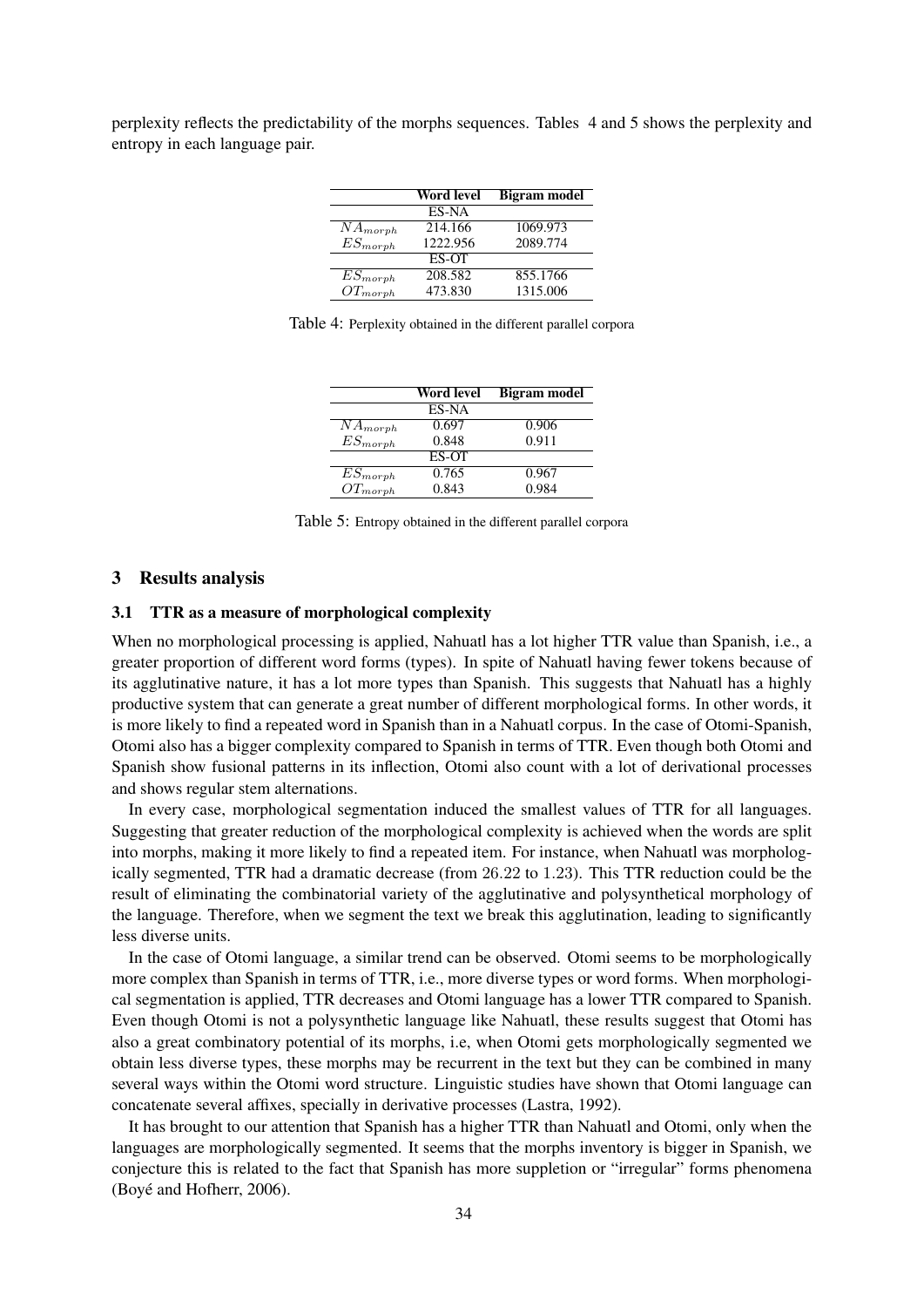perplexity reflects the predictability of the morphs sequences. Tables 4 and 5 shows the perplexity and entropy in each language pair.

| | **Word level** | **Bigram model** |
|---|---|---|
| | ES-NA | |
| $NA_{morph}$ | 214.166 | 1069.973 |
| $ES_{morph}$ | 1222.956 | 2089.774 |
| | ES-OT | |
| $ES_{morph}$ | 208.582 | 855.1766 |
| $OT_{morph}$ | 473.830 | 1315.006 |

Table 4: Perplexity obtained in the different parallel corpora

| | **Word level** | **Bigram model** |
|---|---|---|
| | ES-NA | |
| $NA_{morph}$ | 0.697 | 0.906 |
| $ES_{morph}$ | 0.848 | 0.911 |
| | ES-OT | |
| $ES_{morph}$ | 0.765 | 0.967 |
| $OT_{morph}$ | 0.843 | 0.984 |

Table 5: Entropy obtained in the different parallel corpora

## 3 Results analysis

### 3.1 TTR as a measure of morphological complexity

When no morphological processing is applied, Nahuatl has a lot higher TTR value than Spanish, i.e., a greater proportion of different word forms (types). In spite of Nahuatl having fewer tokens because of its agglutinative nature, it has a lot more types than Spanish. This suggests that Nahuatl has a highly productive system that can generate a great number of different morphological forms. In other words, it is more likely to find a repeated word in Spanish than in a Nahuatl corpus. In the case of Otomi-Spanish, Otomi also has a bigger complexity compared to Spanish in terms of TTR. Even though both Otomi and Spanish show fusional patterns in its inflection, Otomi also count with a lot of derivational processes and shows regular stem alternations.

In every case, morphological segmentation induced the smallest values of TTR for all languages. Suggesting that greater reduction of the morphological complexity is achieved when the words are split into morphs, making it more likely to find a repeated item. For instance, when Nahuatl was morphologically segmented, TTR had a dramatic decrease (from $26.22$ to $1.23$). This TTR reduction could be the result of eliminating the combinatorial variety of the agglutinative and polysynthetical morphology of the language. Therefore, when we segment the text we break this agglutination, leading to significantly less diverse units.

In the case of Otomi language, a similar trend can be observed. Otomi seems to be morphologically more complex than Spanish in terms of TTR, i.e., more diverse types or word forms. When morphological segmentation is applied, TTR decreases and Otomi language has a lower TTR compared to Spanish. Even though Otomi is not a polysynthetic language like Nahuatl, these results suggest that Otomi has also a great combinatory potential of its morphs, i.e, when Otomi gets morphologically segmented we obtain less diverse types, these morphs may be recurrent in the text but they can be combined in many several ways within the Otomi word structure. Linguistic studies have shown that Otomi language can concatenate several affixes, specially in derivative processes (Lastra, 1992).

It has brought to our attention that Spanish has a higher TTR than Nahuatl and Otomi, only when the languages are morphologically segmented. It seems that the morphs inventory is bigger in Spanish, we conjecture this is related to the fact that Spanish has more suppletion or "irregular" forms phenomena (Boyé and Hofherr, 2006).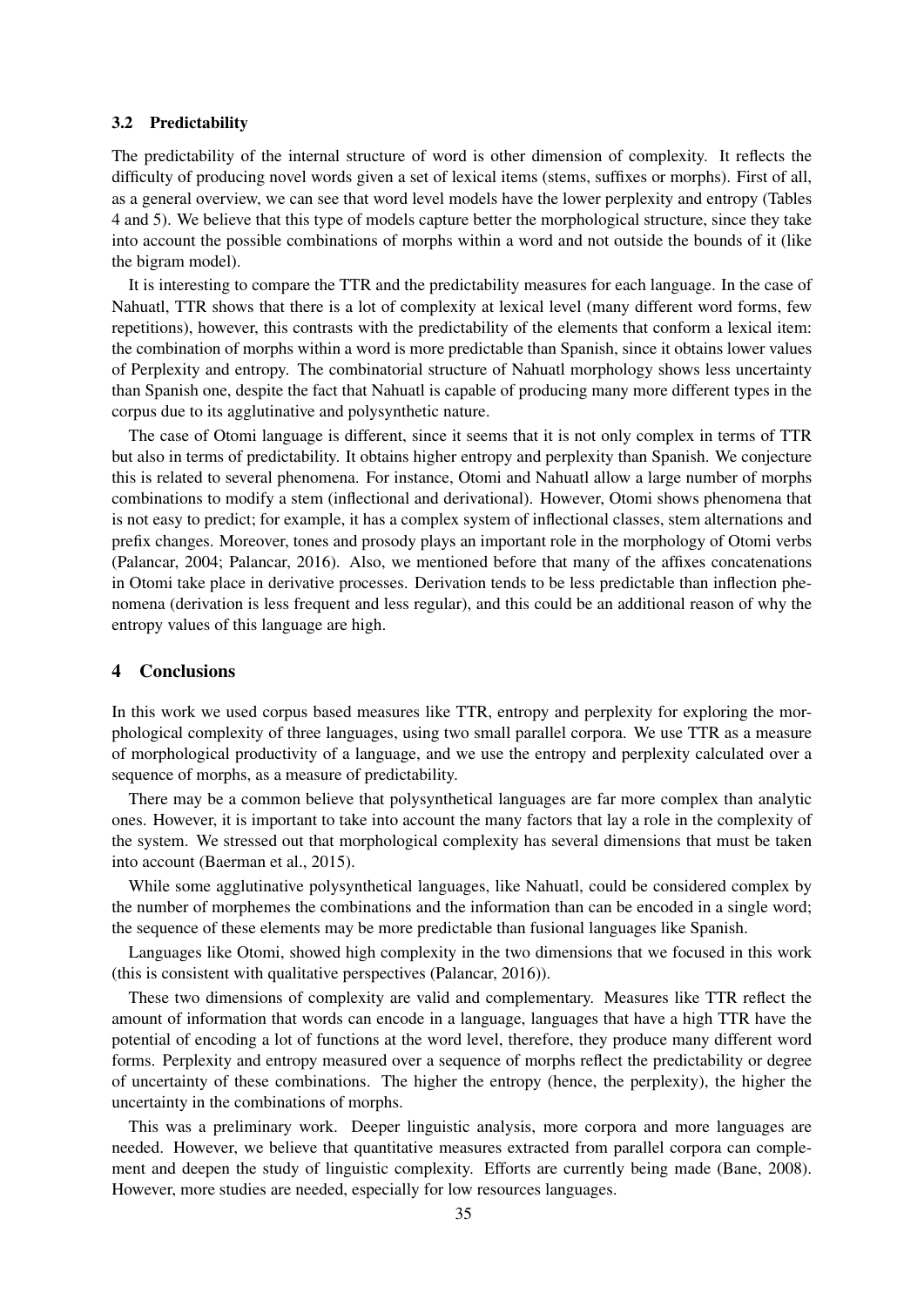### 3.2 Predictability

The predictability of the internal structure of word is other dimension of complexity. It reflects the difficulty of producing novel words given a set of lexical items (stems, suffixes or morphs). First of all, as a general overview, we can see that word level models have the lower perplexity and entropy (Tables 4 and 5). We believe that this type of models capture better the morphological structure, since they take into account the possible combinations of morphs within a word and not outside the bounds of it (like the bigram model).

It is interesting to compare the TTR and the predictability measures for each language. In the case of Nahuatl, TTR shows that there is a lot of complexity at lexical level (many different word forms, few repetitions), however, this contrasts with the predictability of the elements that conform a lexical item: the combination of morphs within a word is more predictable than Spanish, since it obtains lower values of Perplexity and entropy. The combinatorial structure of Nahuatl morphology shows less uncertainty than Spanish one, despite the fact that Nahuatl is capable of producing many more different types in the corpus due to its agglutinative and polysynthetic nature.

The case of Otomi language is different, since it seems that it is not only complex in terms of TTR but also in terms of predictability. It obtains higher entropy and perplexity than Spanish. We conjecture this is related to several phenomena. For instance, Otomi and Nahuatl allow a large number of morphs combinations to modify a stem (inflectional and derivational). However, Otomi shows phenomena that is not easy to predict; for example, it has a complex system of inflectional classes, stem alternations and prefix changes. Moreover, tones and prosody plays an important role in the morphology of Otomi verbs (Palancar, 2004; Palancar, 2016). Also, we mentioned before that many of the affixes concatenations in Otomi take place in derivative processes. Derivation tends to be less predictable than inflection phenomena (derivation is less frequent and less regular), and this could be an additional reason of why the entropy values of this language are high.

## 4 Conclusions

In this work we used corpus based measures like TTR, entropy and perplexity for exploring the morphological complexity of three languages, using two small parallel corpora. We use TTR as a measure of morphological productivity of a language, and we use the entropy and perplexity calculated over a sequence of morphs, as a measure of predictability.

There may be a common believe that polysynthetical languages are far more complex than analytic ones. However, it is important to take into account the many factors that lay a role in the complexity of the system. We stressed out that morphological complexity has several dimensions that must be taken into account (Baerman et al., 2015).

While some agglutinative polysynthetical languages, like Nahuatl, could be considered complex by the number of morphemes the combinations and the information than can be encoded in a single word; the sequence of these elements may be more predictable than fusional languages like Spanish.

Languages like Otomi, showed high complexity in the two dimensions that we focused in this work (this is consistent with qualitative perspectives (Palancar, 2016)).

These two dimensions of complexity are valid and complementary. Measures like TTR reflect the amount of information that words can encode in a language, languages that have a high TTR have the potential of encoding a lot of functions at the word level, therefore, they produce many different word forms. Perplexity and entropy measured over a sequence of morphs reflect the predictability or degree of uncertainty of these combinations. The higher the entropy (hence, the perplexity), the higher the uncertainty in the combinations of morphs.

This was a preliminary work. Deeper linguistic analysis, more corpora and more languages are needed. However, we believe that quantitative measures extracted from parallel corpora can complement and deepen the study of linguistic complexity. Efforts are currently being made (Bane, 2008). However, more studies are needed, especially for low resources languages.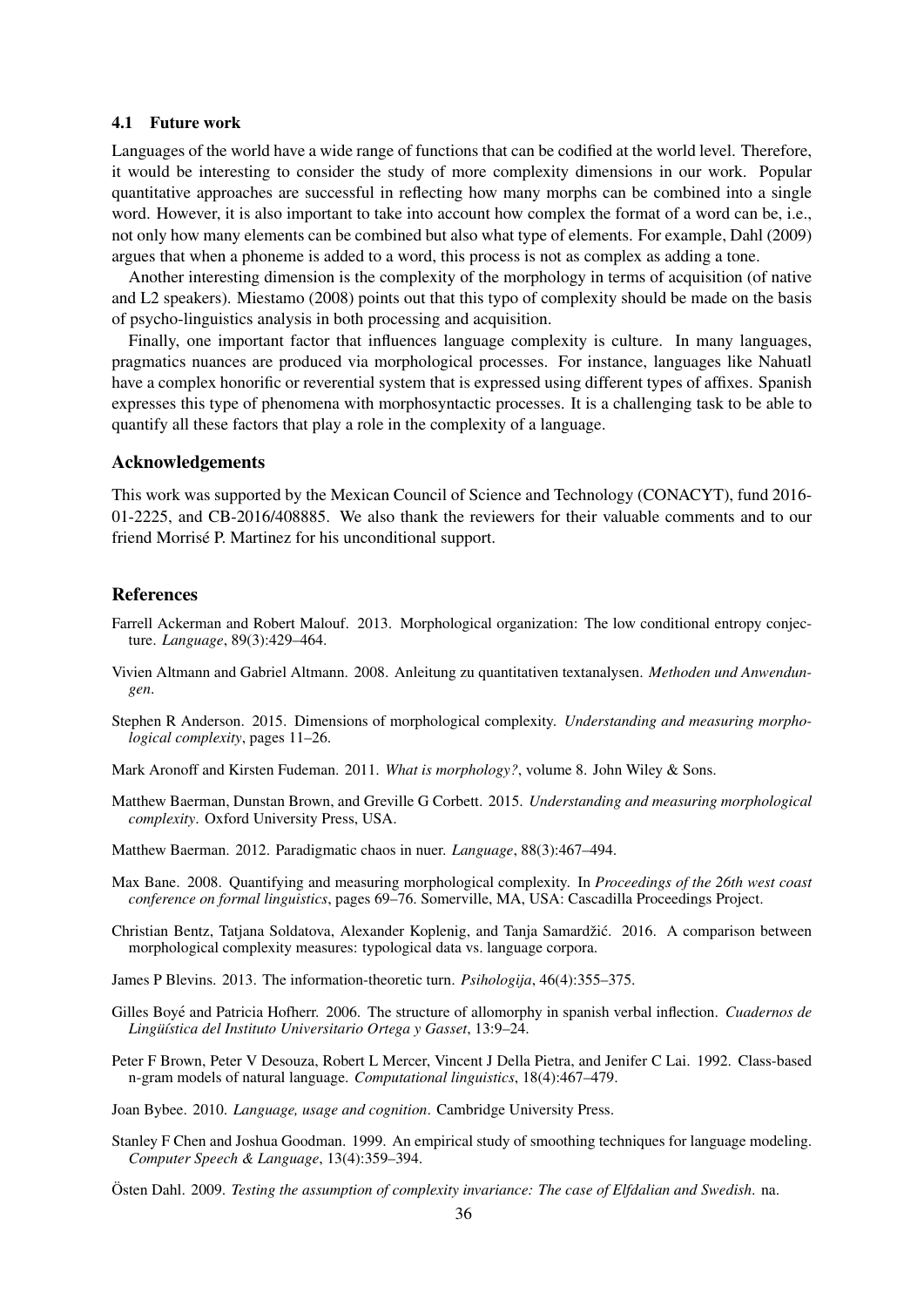### 4.1 Future work

Languages of the world have a wide range of functions that can be codified at the world level. Therefore, it would be interesting to consider the study of more complexity dimensions in our work. Popular quantitative approaches are successful in reflecting how many morphs can be combined into a single word. However, it is also important to take into account how complex the format of a word can be, i.e., not only how many elements can be combined but also what type of elements. For example, Dahl (2009) argues that when a phoneme is added to a word, this process is not as complex as adding a tone.

Another interesting dimension is the complexity of the morphology in terms of acquisition (of native and L2 speakers). Miestamo (2008) points out that this typo of complexity should be made on the basis of psycho-linguistics analysis in both processing and acquisition.

Finally, one important factor that influences language complexity is culture. In many languages, pragmatics nuances are produced via morphological processes. For instance, languages like Nahuatl have a complex honorific or reverential system that is expressed using different types of affixes. Spanish expresses this type of phenomena with morphosyntactic processes. It is a challenging task to be able to quantify all these factors that play a role in the complexity of a language.

## Acknowledgements

This work was supported by the Mexican Council of Science and Technology (CONACYT), fund 2016-01-2225, and CB-2016/408885. We also thank the reviewers for their valuable comments and to our friend Morrisé P. Martinez for his unconditional support.

## References

Farrell Ackerman and Robert Malouf. 2013. Morphological organization: The low conditional entropy conjecture. *Language*, 89(3):429–464.

Vivien Altmann and Gabriel Altmann. 2008. Anleitung zu quantitativen textanalysen. *Methoden und Anwendungen*.

Stephen R Anderson. 2015. Dimensions of morphological complexity. *Understanding and measuring morphological complexity*, pages 11–26.

Mark Aronoff and Kirsten Fudeman. 2011. *What is morphology?*, volume 8. John Wiley & Sons.

Matthew Baerman, Dunstan Brown, and Greville G Corbett. 2015. *Understanding and measuring morphological complexity*. Oxford University Press, USA.

Matthew Baerman. 2012. Paradigmatic chaos in nuer. *Language*, 88(3):467–494.

Max Bane. 2008. Quantifying and measuring morphological complexity. In *Proceedings of the 26th west coast conference on formal linguistics*, pages 69–76. Somerville, MA, USA: Cascadilla Proceedings Project.

Christian Bentz, Tatjana Soldatova, Alexander Koplenig, and Tanja Samardžić. 2016. A comparison between morphological complexity measures: typological data vs. language corpora.

James P Blevins. 2013. The information-theoretic turn. *Psihologija*, 46(4):355–375.

Gilles Boyé and Patricia Hofherr. 2006. The structure of allomorphy in spanish verbal inflection. *Cuadernos de Lingüística del Instituto Universitario Ortega y Gasset*, 13:9–24.

Peter F Brown, Peter V Desouza, Robert L Mercer, Vincent J Della Pietra, and Jenifer C Lai. 1992. Class-based n-gram models of natural language. *Computational linguistics*, 18(4):467–479.

Joan Bybee. 2010. *Language, usage and cognition*. Cambridge University Press.

Stanley F Chen and Joshua Goodman. 1999. An empirical study of smoothing techniques for language modeling. *Computer Speech & Language*, 13(4):359–394.

Östen Dahl. 2009. *Testing the assumption of complexity invariance: The case of Elfdalian and Swedish*. na.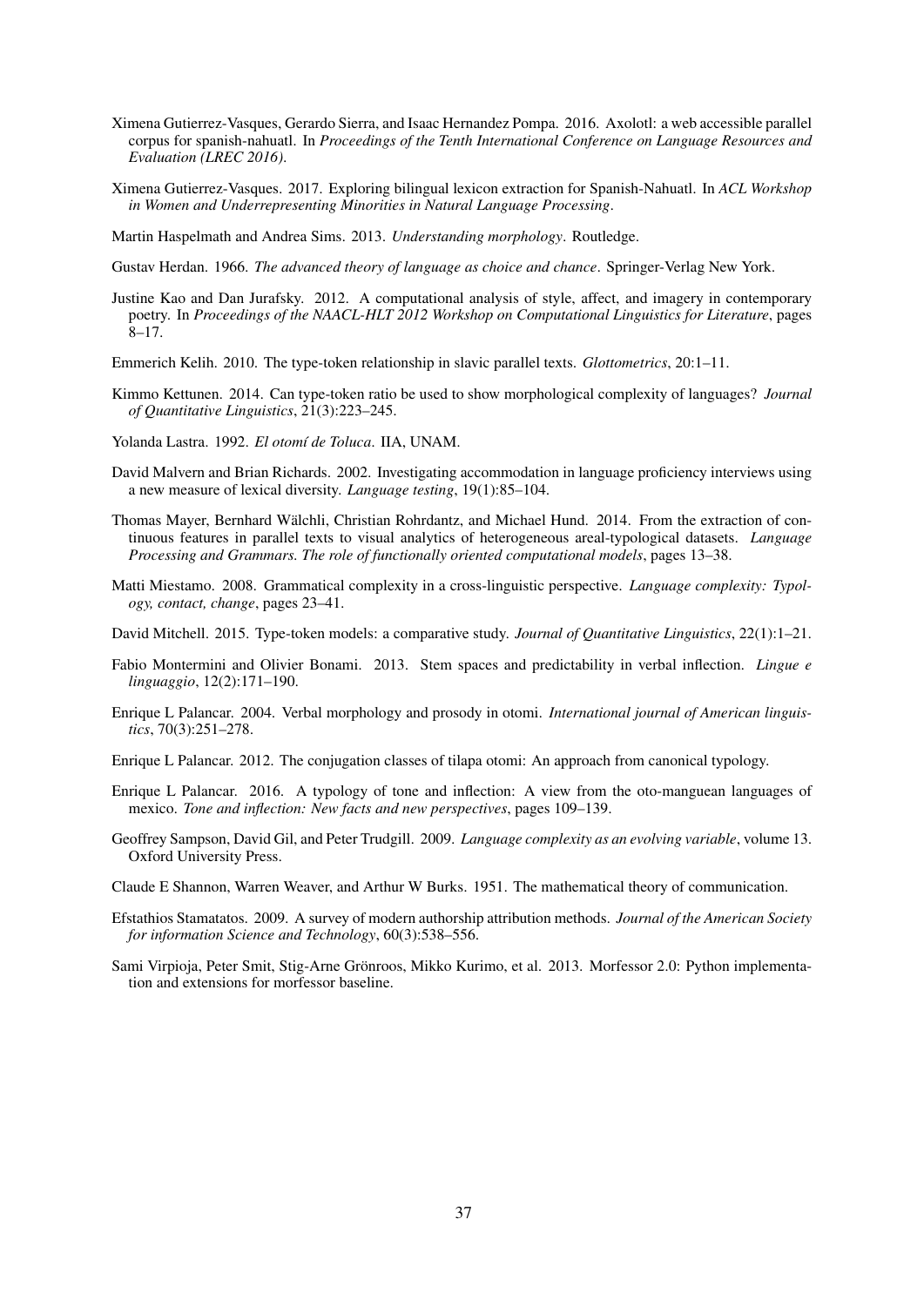Ximena Gutierrez-Vasques, Gerardo Sierra, and Isaac Hernandez Pompa. 2016. Axolotl: a web accessible parallel corpus for spanish-nahuatl. In *Proceedings of the Tenth International Conference on Language Resources and Evaluation (LREC 2016)*.

Ximena Gutierrez-Vasques. 2017. Exploring bilingual lexicon extraction for Spanish-Nahuatl. In *ACL Workshop in Women and Underrepresenting Minorities in Natural Language Processing*.

Martin Haspelmath and Andrea Sims. 2013. *Understanding morphology*. Routledge.

Gustav Herdan. 1966. *The advanced theory of language as choice and chance*. Springer-Verlag New York.

Justine Kao and Dan Jurafsky. 2012. A computational analysis of style, affect, and imagery in contemporary poetry. In *Proceedings of the NAACL-HLT 2012 Workshop on Computational Linguistics for Literature*, pages 8–17.

Emmerich Kelih. 2010. The type-token relationship in slavic parallel texts. *Glottometrics*, 20:1–11.

Kimmo Kettunen. 2014. Can type-token ratio be used to show morphological complexity of languages? *Journal of Quantitative Linguistics*, 21(3):223–245.

Yolanda Lastra. 1992. *El otomí de Toluca*. IIA, UNAM.

David Malvern and Brian Richards. 2002. Investigating accommodation in language proficiency interviews using a new measure of lexical diversity. *Language testing*, 19(1):85–104.

Thomas Mayer, Bernhard Wälchli, Christian Rohrdantz, and Michael Hund. 2014. From the extraction of continuous features in parallel texts to visual analytics of heterogeneous areal-typological datasets. *Language Processing and Grammars. The role of functionally oriented computational models*, pages 13–38.

Matti Miestamo. 2008. Grammatical complexity in a cross-linguistic perspective. *Language complexity: Typology, contact, change*, pages 23–41.

David Mitchell. 2015. Type-token models: a comparative study. *Journal of Quantitative Linguistics*, 22(1):1–21.

Fabio Montermini and Olivier Bonami. 2013. Stem spaces and predictability in verbal inflection. *Lingue e linguaggio*, 12(2):171–190.

Enrique L Palancar. 2004. Verbal morphology and prosody in otomi. *International journal of American linguistics*, 70(3):251–278.

Enrique L Palancar. 2012. The conjugation classes of tilapa otomi: An approach from canonical typology.

Enrique L Palancar. 2016. A typology of tone and inflection: A view from the oto-manguean languages of mexico. *Tone and inflection: New facts and new perspectives*, pages 109–139.

Geoffrey Sampson, David Gil, and Peter Trudgill. 2009. *Language complexity as an evolving variable*, volume 13. Oxford University Press.

Claude E Shannon, Warren Weaver, and Arthur W Burks. 1951. The mathematical theory of communication.

Efstathios Stamatatos. 2009. A survey of modern authorship attribution methods. *Journal of the American Society for information Science and Technology*, 60(3):538–556.

Sami Virpioja, Peter Smit, Stig-Arne Grönroos, Mikko Kurimo, et al. 2013. Morfessor 2.0: Python implementation and extensions for morfessor baseline.